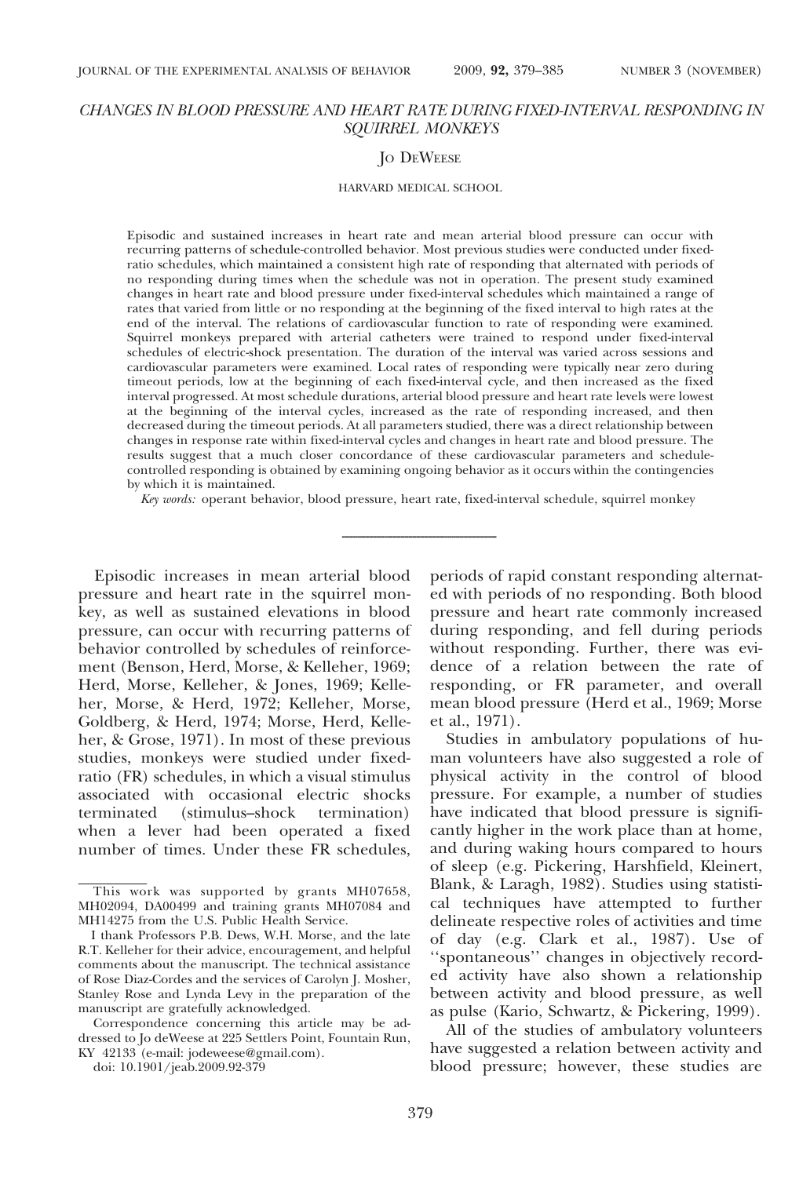# CHANGES IN BLOOD PRESSURE AND HEART RATE DURING FIXED-INTERVAL RESPONDING IN SQUIRREL MONKEYS

Jo DeWeese

HARVARD MEDICAL SCHOOL

Episodic and sustained increases in heart rate and mean arterial blood pressure can occur with recurring patterns of schedule-controlled behavior. Most previous studies were conducted under fixed-ratio schedules, which maintained a consistent high rate of responding that alternated with periods of no responding during times when the schedule was not in operation. The present study examined changes in heart rate and blood pressure under fixed-interval schedules which maintained a range of rates that varied from little or no responding at the beginning of the fixed interval to high rates at the end of the interval. The relations of cardiovascular function to rate of responding were examined. Squirrel monkeys prepared with arterial catheters were trained to respond under fixed-interval schedules of electric-shock presentation. The duration of the interval was varied across sessions and cardiovascular parameters were examined. Local rates of responding were typically near zero during timeout periods, low at the beginning of each fixed-interval cycle, and then increased as the fixed interval progressed. At most schedule durations, arterial blood pressure and heart rate levels were lowest at the beginning of the interval cycles, increased as the rate of responding increased, and then decreased during the timeout periods. At all parameters studied, there was a direct relationship between changes in response rate within fixed-interval cycles and changes in heart rate and blood pressure. The results suggest that a much closer concordance of these cardiovascular parameters and schedule-controlled responding is obtained by examining ongoing behavior as it occurs within the contingencies by which it is maintained.

*Key words:* operant behavior, blood pressure, heart rate, fixed-interval schedule, squirrel monkey

---

Episodic increases in mean arterial blood pressure and heart rate in the squirrel monkey, as well as sustained elevations in blood pressure, can occur with recurring patterns of behavior controlled by schedules of reinforcement (Benson, Herd, Morse, & Kelleher, 1969; Herd, Morse, Kelleher, & Jones, 1969; Kelleher, Morse, & Herd, 1972; Kelleher, Morse, Goldberg, & Herd, 1974; Morse, Herd, Kelleher, & Grose, 1971). In most of these previous studies, monkeys were studied under fixed-ratio (FR) schedules, in which a visual stimulus associated with occasional electric shocks terminated (stimulus–shock termination) when a lever had been operated a fixed number of times. Under these FR schedules, periods of rapid constant responding alternated with periods of no responding. Both blood pressure and heart rate commonly increased during responding, and fell during periods without responding. Further, there was evidence of a relation between the rate of responding, or FR parameter, and overall mean blood pressure (Herd et al., 1969; Morse et al., 1971).

Studies in ambulatory populations of human volunteers have also suggested a role of physical activity in the control of blood pressure. For example, a number of studies have indicated that blood pressure is significantly higher in the work place than at home, and during waking hours compared to hours of sleep (e.g. Pickering, Harshfield, Kleinert, Blank, & Laragh, 1982). Studies using statistical techniques have attempted to further delineate respective roles of activities and time of day (e.g. Clark et al., 1987). Use of ''spontaneous'' changes in objectively recorded activity have also shown a relationship between activity and blood pressure, as well as pulse (Kario, Schwartz, & Pickering, 1999).

All of the studies of ambulatory volunteers have suggested a relation between activity and blood pressure; however, these studies are

---

This work was supported by grants MH07658, MH02094, DA00499 and training grants MH07084 and MH14275 from the U.S. Public Health Service.

I thank Professors P.B. Dews, W.H. Morse, and the late R.T. Kelleher for their advice, encouragement, and helpful comments about the manuscript. The technical assistance of Rose Diaz-Cordes and the services of Carolyn J. Mosher, Stanley Rose and Lynda Levy in the preparation of the manuscript are gratefully acknowledged.

Correspondence concerning this article may be addressed to Jo deWeese at 225 Settlers Point, Fountain Run, KY 42133 (e-mail: jodeweese@gmail.com).

doi: 10.1901/jeab.2009.92-379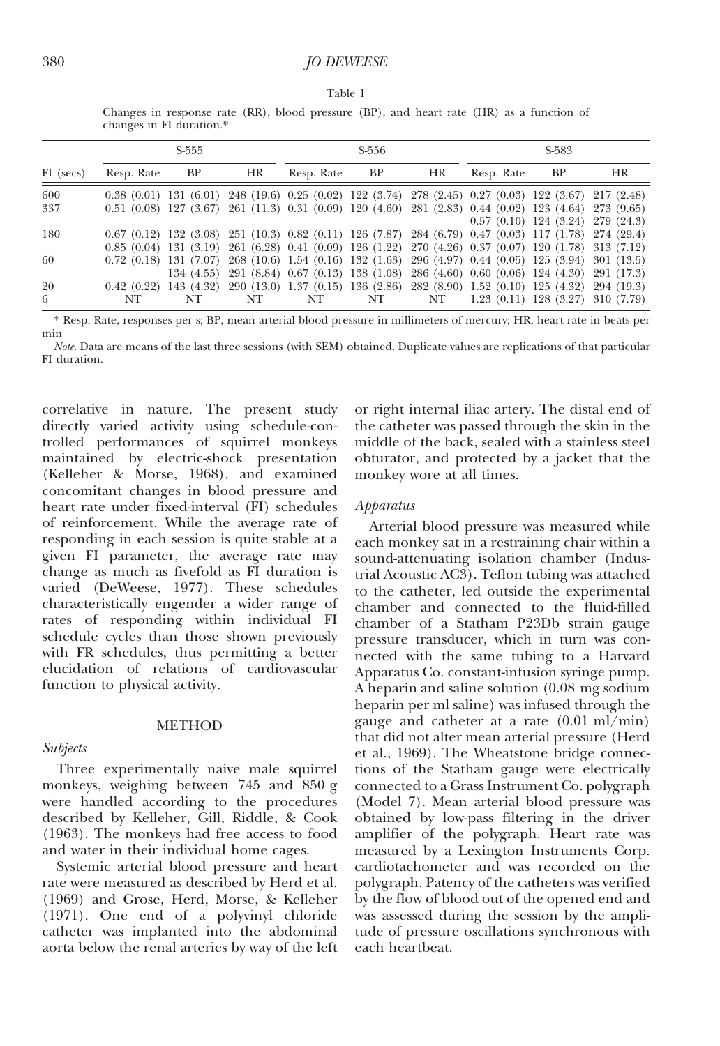Table 1

Changes in response rate (RR), blood pressure (BP), and heart rate (HR) as a function of changes in FI duration.*

| | S-555 | | | S-556 | | | S-583 | | |
|---|---|---|---|---|---|---|---|---|---|
| FI (secs) | Resp. Rate | BP | HR | Resp. Rate | BP | HR | Resp. Rate | BP | HR |
| 600 | 0.38 (0.01) | 131 (6.01) | 248 (19.6) | 0.25 (0.02) | 122 (3.74) | 278 (2.45) | 0.27 (0.03) | 122 (3.67) | 217 (2.48) |
| 337 | 0.51 (0.08) | 127 (3.67) | 261 (11.3) | 0.31 (0.09) | 120 (4.60) | 281 (2.83) | 0.44 (0.02) | 123 (4.64) | 273 (9.65) |
| | | | | | | | 0.57 (0.10) | 124 (3.24) | 279 (24.3) |
| 180 | 0.67 (0.12) | 132 (3.08) | 251 (10.3) | 0.82 (0.11) | 126 (7.87) | 284 (6.79) | 0.47 (0.03) | 117 (1.78) | 274 (29.4) |
| | 0.85 (0.04) | 131 (3.19) | 261 (6.28) | 0.41 (0.09) | 126 (1.22) | 270 (4.26) | 0.37 (0.07) | 120 (1.78) | 313 (7.12) |
| 60 | 0.72 (0.18) | 131 (7.07) | 268 (10.6) | 1.54 (0.16) | 132 (1.63) | 296 (4.97) | 0.44 (0.05) | 125 (3.94) | 301 (13.5) |
| | | 134 (4.55) | 291 (8.84) | 0.67 (0.13) | 138 (1.08) | 286 (4.60) | 0.60 (0.06) | 124 (4.30) | 291 (17.3) |
| 20 | 0.42 (0.22) | 143 (4.32) | 290 (13.0) | 1.37 (0.15) | 136 (2.86) | 282 (8.90) | 1.52 (0.10) | 125 (4.32) | 294 (19.3) |
| 6 | NT | NT | NT | NT | NT | NT | 1.23 (0.11) | 128 (3.27) | 310 (7.79) |

* Resp. Rate, responses per s; BP, mean arterial blood pressure in millimeters of mercury; HR, heart rate in beats per min

*Note.* Data are means of the last three sessions (with SEM) obtained. Duplicate values are replications of that particular FI duration.

correlative in nature. The present study directly varied activity using schedule-controlled performances of squirrel monkeys maintained by electric-shock presentation (Kelleher & Morse, 1968), and examined concomitant changes in blood pressure and heart rate under fixed-interval (FI) schedules of reinforcement. While the average rate of responding in each session is quite stable at a given FI parameter, the average rate may change as much as fivefold as FI duration is varied (DeWeese, 1977). These schedules characteristically engender a wider range of rates of responding within individual FI schedule cycles than those shown previously with FR schedules, thus permitting a better elucidation of relations of cardiovascular function to physical activity.

## METHOD

### *Subjects*

Three experimentally naive male squirrel monkeys, weighing between 745 and 850 g were handled according to the procedures described by Kelleher, Gill, Riddle, & Cook (1963). The monkeys had free access to food and water in their individual home cages.

Systemic arterial blood pressure and heart rate were measured as described by Herd et al. (1969) and Grose, Herd, Morse, & Kelleher (1971). One end of a polyvinyl chloride catheter was implanted into the abdominal aorta below the renal arteries by way of the left or right internal iliac artery. The distal end of the catheter was passed through the skin in the middle of the back, sealed with a stainless steel obturator, and protected by a jacket that the monkey wore at all times.

### *Apparatus*

Arterial blood pressure was measured while each monkey sat in a restraining chair within a sound-attenuating isolation chamber (Industrial Acoustic AC3). Teflon tubing was attached to the catheter, led outside the experimental chamber and connected to the fluid-filled chamber of a Statham P23Db strain gauge pressure transducer, which in turn was connected with the same tubing to a Harvard Apparatus Co. constant-infusion syringe pump. A heparin and saline solution (0.08 mg sodium heparin per ml saline) was infused through the gauge and catheter at a rate (0.01 ml/min) that did not alter mean arterial pressure (Herd et al., 1969). The Wheatstone bridge connections of the Statham gauge were electrically connected to a Grass Instrument Co. polygraph (Model 7). Mean arterial blood pressure was obtained by low-pass filtering in the driver amplifier of the polygraph. Heart rate was measured by a Lexington Instruments Corp. cardiotachometer and was recorded on the polygraph. Patency of the catheters was verified by the flow of blood out of the opened end and was assessed during the session by the amplitude of pressure oscillations synchronous with each heartbeat.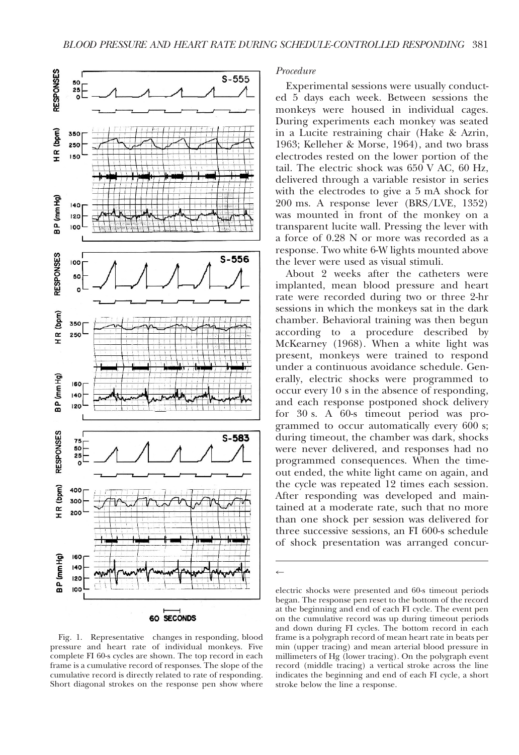Fig. 1. Representative changes in responding, blood pressure and heart rate of individual monkeys. Five complete FI 60-s cycles are shown. The top record in each frame is a cumulative record of responses. The slope of the cumulative record is directly related to rate of responding. Short diagonal strokes on the response pen show where electric shocks were presented and 60-s timeout periods began. The response pen reset to the bottom of the record at the beginning and end of each FI cycle. The event pen on the cumulative record was up during timeout periods and down during FI cycles. The bottom record in each frame is a polygraph record of mean heart rate in beats per min (upper tracing) and mean arterial blood pressure in millimeters of Hg (lower tracing). On the polygraph event record (middle tracing) a vertical stroke across the line indicates the beginning and end of each FI cycle, a short stroke below the line a response.

*Procedure*

Experimental sessions were usually conducted 5 days each week. Between sessions the monkeys were housed in individual cages. During experiments each monkey was seated in a Lucite restraining chair (Hake & Azrin, 1963; Kelleher & Morse, 1964), and two brass electrodes rested on the lower portion of the tail. The electric shock was 650 V AC, 60 Hz, delivered through a variable resistor in series with the electrodes to give a 5 mA shock for 200 ms. A response lever (BRS/LVE, 1352) was mounted in front of the monkey on a transparent lucite wall. Pressing the lever with a force of 0.28 N or more was recorded as a response. Two white 6-W lights mounted above the lever were used as visual stimuli.

About 2 weeks after the catheters were implanted, mean blood pressure and heart rate were recorded during two or three 2-hr sessions in which the monkeys sat in the dark chamber. Behavioral training was then begun according to a procedure described by McKearney (1968). When a white light was present, monkeys were trained to respond under a continuous avoidance schedule. Generally, electric shocks were programmed to occur every 10 s in the absence of responding, and each response postponed shock delivery for 30 s. A 60-s timeout period was programmed to occur automatically every 600 s; during timeout, the chamber was dark, shocks were never delivered, and responses had no programmed consequences. When the timeout ended, the white light came on again, and the cycle was repeated 12 times each session. After responding was developed and maintained at a moderate rate, such that no more than one shock per session was delivered for three successive sessions, an FI 600-s schedule of shock presentation was arranged concur-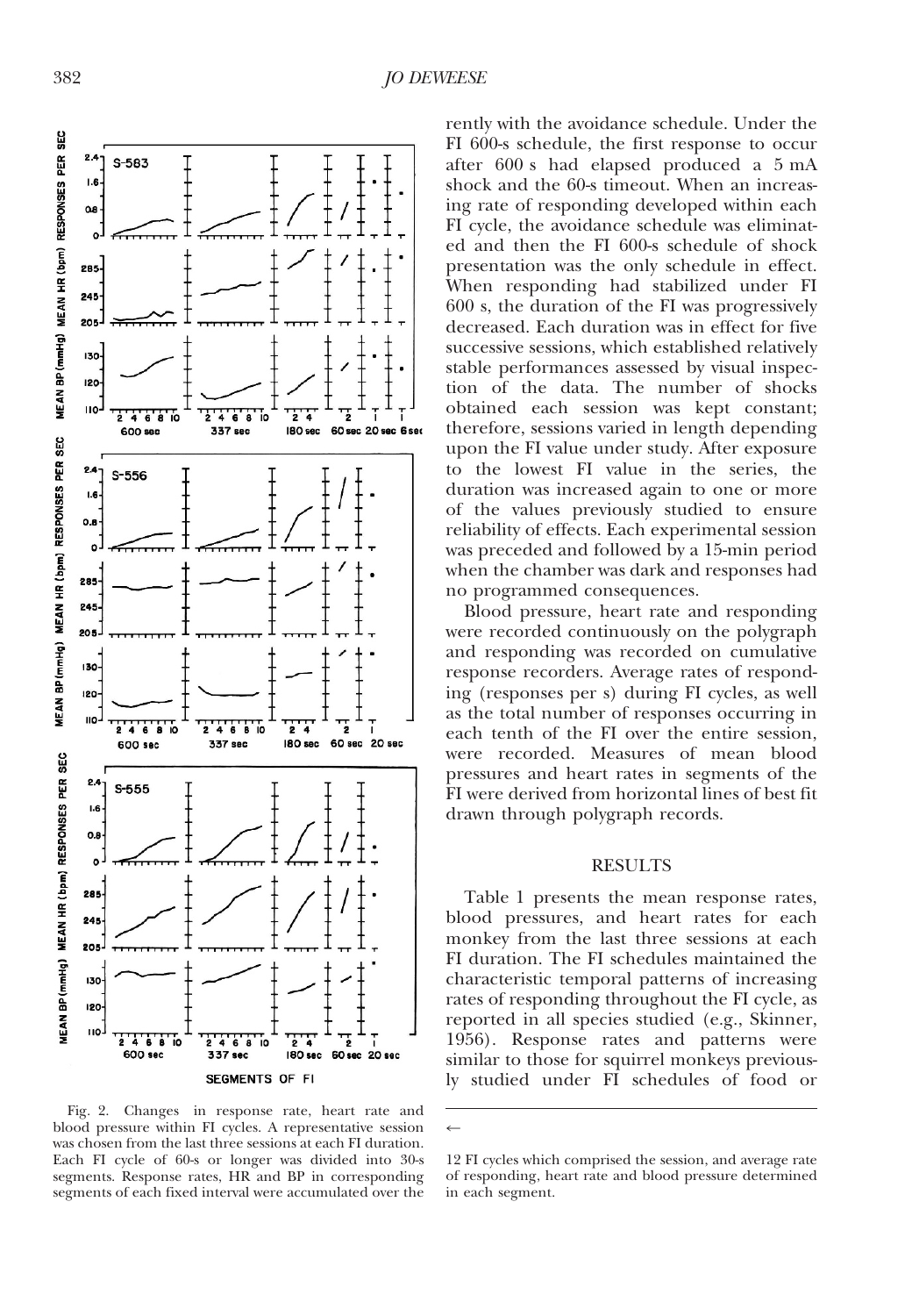Fig. 2. Changes in response rate, heart rate and blood pressure within FI cycles. A representative session was chosen from the last three sessions at each FI duration. Each FI cycle of 60-s or longer was divided into 30-s segments. Response rates, HR and BP in corresponding segments of each fixed interval were accumulated over the 12 FI cycles which comprised the session, and average rate of responding, heart rate and blood pressure determined in each segment.

rently with the avoidance schedule. Under the FI 600-s schedule, the first response to occur after 600 s had elapsed produced a 5 mA shock and the 60-s timeout. When an increasing rate of responding developed within each FI cycle, the avoidance schedule was eliminated and then the FI 600-s schedule of shock presentation was the only schedule in effect. When responding had stabilized under FI 600 s, the duration of the FI was progressively decreased. Each duration was in effect for five successive sessions, which established relatively stable performances assessed by visual inspection of the data. The number of shocks obtained each session was kept constant; therefore, sessions varied in length depending upon the FI value under study. After exposure to the lowest FI value in the series, the duration was increased again to one or more of the values previously studied to ensure reliability of effects. Each experimental session was preceded and followed by a 15-min period when the chamber was dark and responses had no programmed consequences.

Blood pressure, heart rate and responding were recorded continuously on the polygraph and responding was recorded on cumulative response recorders. Average rates of responding (responses per s) during FI cycles, as well as the total number of responses occurring in each tenth of the FI over the entire session, were recorded. Measures of mean blood pressures and heart rates in segments of the FI were derived from horizontal lines of best fit drawn through polygraph records.

## RESULTS

Table 1 presents the mean response rates, blood pressures, and heart rates for each monkey from the last three sessions at each FI duration. The FI schedules maintained the characteristic temporal patterns of increasing rates of responding throughout the FI cycle, as reported in all species studied (e.g., Skinner, 1956). Response rates and patterns were similar to those for squirrel monkeys previously studied under FI schedules of food or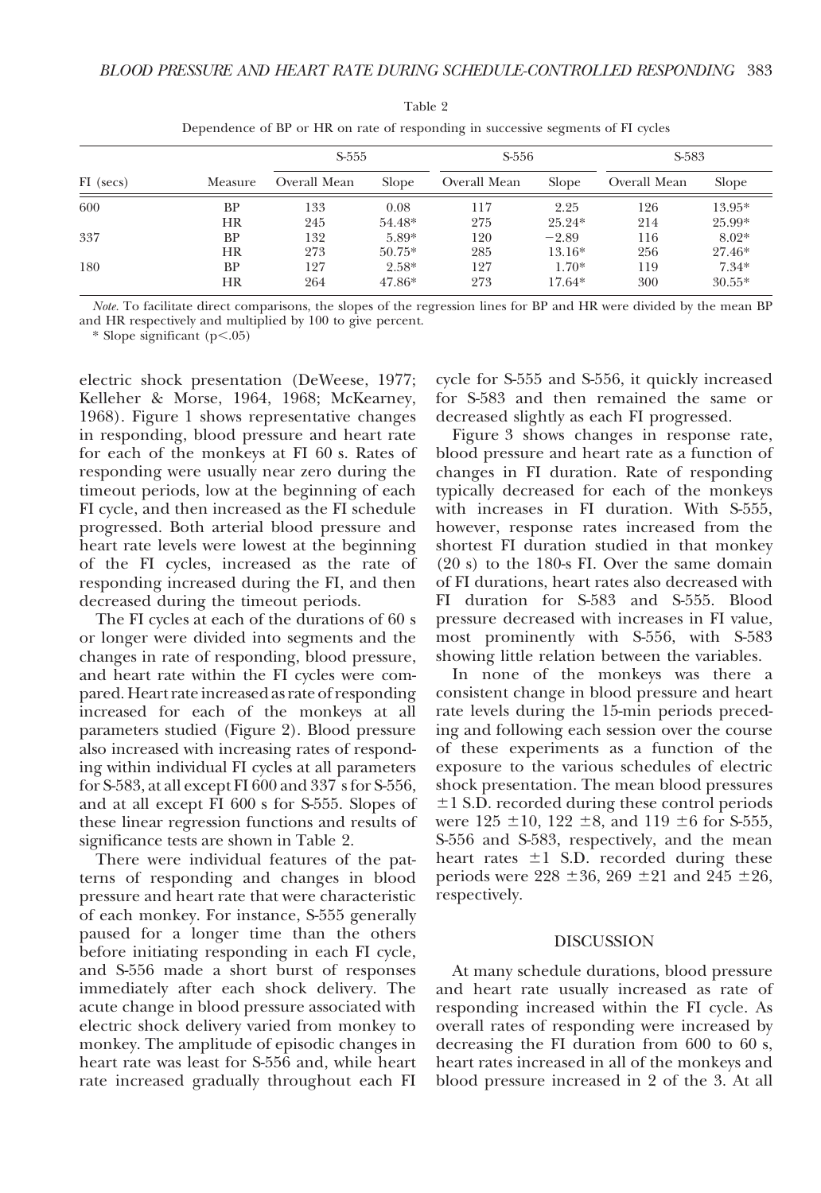Table 2

Dependence of BP or HR on rate of responding in successive segments of FI cycles

| FI (secs) | Measure | S-555 | | S-556 | | S-583 | |
|---|---|---|---|---|---|---|---|
| | | Overall Mean | Slope | Overall Mean | Slope | Overall Mean | Slope |
| 600 | BP | 133 | 0.08 | 117 | 2.25 | 126 | 13.95* |
| | HR | 245 | 54.48* | 275 | 25.24* | 214 | 25.99* |
| 337 | BP | 132 | 5.89* | 120 | −2.89 | 116 | 8.02* |
| | HR | 273 | 50.75* | 285 | 13.16* | 256 | 27.46* |
| 180 | BP | 127 | 2.58* | 127 | 1.70* | 119 | 7.34* |
| | HR | 264 | 47.86* | 273 | 17.64* | 300 | 30.55* |

*Note.* To facilitate direct comparisons, the slopes of the regression lines for BP and HR were divided by the mean BP and HR respectively and multiplied by 100 to give percent.

* Slope significant ($p < .05$)

electric shock presentation (DeWeese, 1977; Kelleher & Morse, 1964, 1968; McKearney, 1968). Figure 1 shows representative changes in responding, blood pressure and heart rate for each of the monkeys at FI 60 s. Rates of responding were usually near zero during the timeout periods, low at the beginning of each FI cycle, and then increased as the FI schedule progressed. Both arterial blood pressure and heart rate levels were lowest at the beginning of the FI cycles, increased as the rate of responding increased during the FI, and then decreased during the timeout periods.

The FI cycles at each of the durations of 60 s or longer were divided into segments and the changes in rate of responding, blood pressure, and heart rate within the FI cycles were compared. Heart rate increased as rate of responding increased for each of the monkeys at all parameters studied (Figure 2). Blood pressure also increased with increasing rates of responding within individual FI cycles at all parameters for S-583, at all except FI 600 and 337 s for S-556, and at all except FI 600 s for S-555. Slopes of these linear regression functions and results of significance tests are shown in Table 2.

There were individual features of the patterns of responding and changes in blood pressure and heart rate that were characteristic of each monkey. For instance, S-555 generally paused for a longer time than the others before initiating responding in each FI cycle, and S-556 made a short burst of responses immediately after each shock delivery. The acute change in blood pressure associated with electric shock delivery varied from monkey to monkey. The amplitude of episodic changes in heart rate was least for S-556 and, while heart rate increased gradually throughout each FI cycle for S-555 and S-556, it quickly increased for S-583 and then remained the same or decreased slightly as each FI progressed.

Figure 3 shows changes in response rate, blood pressure and heart rate as a function of changes in FI duration. Rate of responding typically decreased for each of the monkeys with increases in FI duration. With S-555, however, response rates increased from the shortest FI duration studied in that monkey (20 s) to the 180-s FI. Over the same domain of FI durations, heart rates also decreased with FI duration for S-583 and S-555. Blood pressure decreased with increases in FI value, most prominently with S-556, with S-583 showing little relation between the variables.

In none of the monkeys was there a consistent change in blood pressure and heart rate levels during the 15-min periods preceding and following each session over the course of these experiments as a function of the exposure to the various schedules of electric shock presentation. The mean blood pressures ±1 S.D. recorded during these control periods were 125 ±10, 122 ±8, and 119 ±6 for S-555, S-556 and S-583, respectively, and the mean heart rates ±1 S.D. recorded during these periods were 228 ±36, 269 ±21 and 245 ±26, respectively.

## DISCUSSION

At many schedule durations, blood pressure and heart rate usually increased as rate of responding increased within the FI cycle. As overall rates of responding were increased by decreasing the FI duration from 600 to 60 s, heart rates increased in all of the monkeys and blood pressure increased in 2 of the 3. At all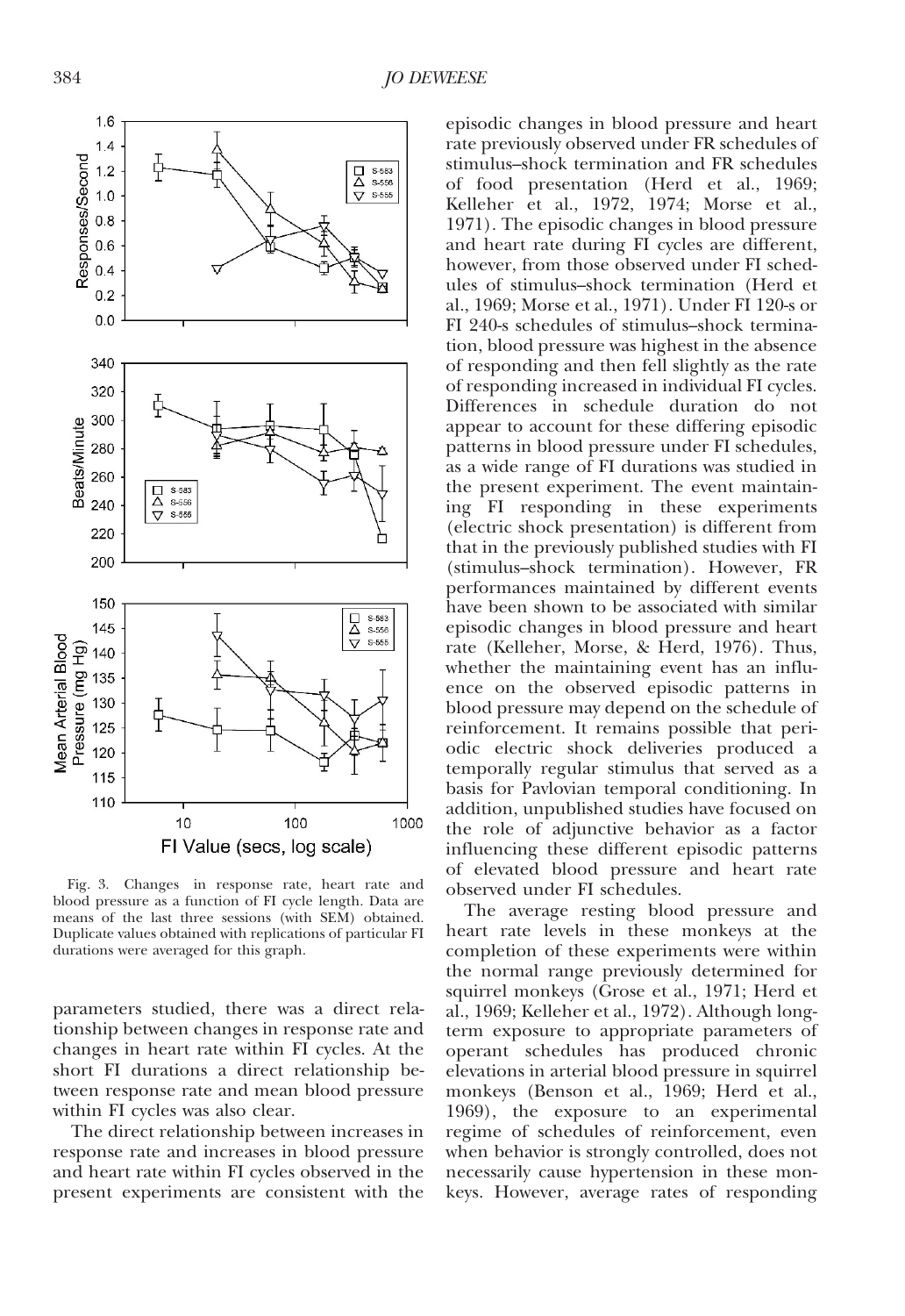1.6

1.4

1.2

1.0

0.8

0.6

0.4

0.2

0.0

Responses/Second

S-583

S-556

S-555

340

320

300

280

260

240

220

200

Beats/Minute

S-583

S-556

S-555

150

145

140

135

130

125

120

115

110

Mean Arterial Blood Pressure (mg Hg)

S-583

S-556

S-555

10

100

1000

FI Value (secs, log scale)

Fig. 3. Changes in response rate, heart rate and blood pressure as a function of FI cycle length. Data are means of the last three sessions (with SEM) obtained. Duplicate values obtained with replications of particular FI durations were averaged for this graph.

parameters studied, there was a direct relationship between changes in response rate and changes in heart rate within FI cycles. At the short FI durations a direct relationship between response rate and mean blood pressure within FI cycles was also clear.

The direct relationship between increases in response rate and increases in blood pressure and heart rate within FI cycles observed in the present experiments are consistent with the episodic changes in blood pressure and heart rate previously observed under FR schedules of stimulus–shock termination and FR schedules of food presentation (Herd et al., 1969; Kelleher et al., 1972, 1974; Morse et al., 1971). The episodic changes in blood pressure and heart rate during FI cycles are different, however, from those observed under FI schedules of stimulus–shock termination (Herd et al., 1969; Morse et al., 1971). Under FI 120-s or FI 240-s schedules of stimulus–shock termination, blood pressure was highest in the absence of responding and then fell slightly as the rate of responding increased in individual FI cycles. Differences in schedule duration do not appear to account for these differing episodic patterns in blood pressure under FI schedules, as a wide range of FI durations was studied in the present experiment. The event maintaining FI responding in these experiments (electric shock presentation) is different from that in the previously published studies with FI (stimulus–shock termination). However, FR performances maintained by different events have been shown to be associated with similar episodic changes in blood pressure and heart rate (Kelleher, Morse, & Herd, 1976). Thus, whether the maintaining event has an influence on the observed episodic patterns in blood pressure may depend on the schedule of reinforcement. It remains possible that periodic electric shock deliveries produced a temporally regular stimulus that served as a basis for Pavlovian temporal conditioning. In addition, unpublished studies have focused on the role of adjunctive behavior as a factor influencing these different episodic patterns of elevated blood pressure and heart rate observed under FI schedules.

The average resting blood pressure and heart rate levels in these monkeys at the completion of these experiments were within the normal range previously determined for squirrel monkeys (Grose et al., 1971; Herd et al., 1969; Kelleher et al., 1972). Although long-term exposure to appropriate parameters of operant schedules has produced chronic elevations in arterial blood pressure in squirrel monkeys (Benson et al., 1969; Herd et al., 1969), the exposure to an experimental regime of schedules of reinforcement, even when behavior is strongly controlled, does not necessarily cause hypertension in these monkeys. However, average rates of responding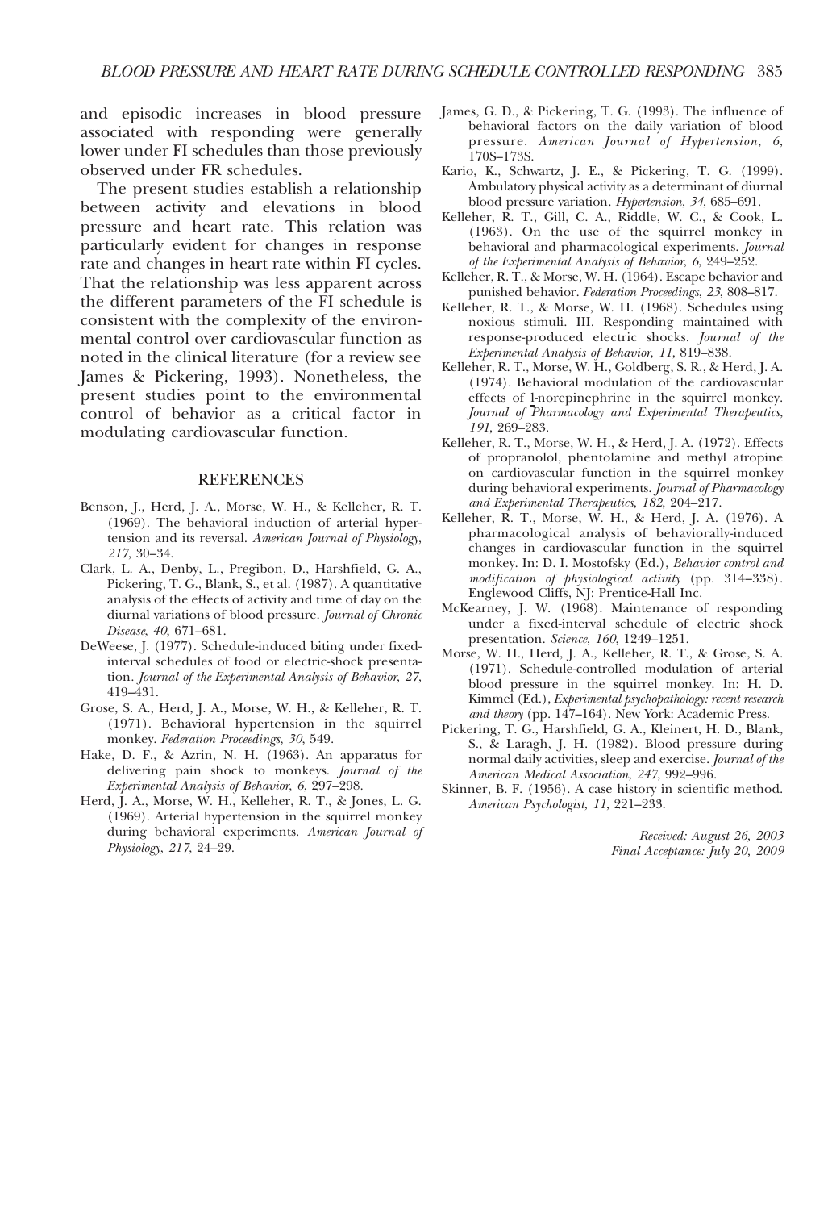and episodic increases in blood pressure associated with responding were generally lower under FI schedules than those previously observed under FR schedules.

The present studies establish a relationship between activity and elevations in blood pressure and heart rate. This relation was particularly evident for changes in response rate and changes in heart rate within FI cycles. That the relationship was less apparent across the different parameters of the FI schedule is consistent with the complexity of the environmental control over cardiovascular function as noted in the clinical literature (for a review see James & Pickering, 1993). Nonetheless, the present studies point to the environmental control of behavior as a critical factor in modulating cardiovascular function.

## REFERENCES

Benson, J., Herd, J. A., Morse, W. H., & Kelleher, R. T. (1969). The behavioral induction of arterial hypertension and its reversal. *American Journal of Physiology*, *217*, 30–34.

Clark, L. A., Denby, L., Pregibon, D., Harshfield, G. A., Pickering, T. G., Blank, S., et al. (1987). A quantitative analysis of the effects of activity and time of day on the diurnal variations of blood pressure. *Journal of Chronic Disease*, *40*, 671–681.

DeWeese, J. (1977). Schedule-induced biting under fixed-interval schedules of food or electric-shock presentation. *Journal of the Experimental Analysis of Behavior*, *27*, 419–431.

Grose, S. A., Herd, J. A., Morse, W. H., & Kelleher, R. T. (1971). Behavioral hypertension in the squirrel monkey. *Federation Proceedings*, *30*, 549.

Hake, D. F., & Azrin, N. H. (1963). An apparatus for delivering pain shock to monkeys. *Journal of the Experimental Analysis of Behavior*, *6*, 297–298.

Herd, J. A., Morse, W. H., Kelleher, R. T., & Jones, L. G. (1969). Arterial hypertension in the squirrel monkey during behavioral experiments. *American Journal of Physiology*, *217*, 24–29.

James, G. D., & Pickering, T. G. (1993). The influence of behavioral factors on the daily variation of blood pressure. *American Journal of Hypertension*, *6*, 170S–173S.

Kario, K., Schwartz, J. E., & Pickering, T. G. (1999). Ambulatory physical activity as a determinant of diurnal blood pressure variation. *Hypertension*, *34*, 685–691.

Kelleher, R. T., Gill, C. A., Riddle, W. C., & Cook, L. (1963). On the use of the squirrel monkey in behavioral and pharmacological experiments. *Journal of the Experimental Analysis of Behavior*, *6*, 249–252.

Kelleher, R. T., & Morse, W. H. (1964). Escape behavior and punished behavior. *Federation Proceedings*, *23*, 808–817.

Kelleher, R. T., & Morse, W. H. (1968). Schedules using noxious stimuli. III. Responding maintained with response-produced electric shocks. *Journal of the Experimental Analysis of Behavior*, *11*, 819–838.

Kelleher, R. T., Morse, W. H., Goldberg, S. R., & Herd, J. A. (1974). Behavioral modulation of the cardiovascular effects of l-norepinephrine in the squirrel monkey. *Journal of Pharmacology and Experimental Therapeutics*, *191*, 269–283.

Kelleher, R. T., Morse, W. H., & Herd, J. A. (1972). Effects of propranolol, phentolamine and methyl atropine on cardiovascular function in the squirrel monkey during behavioral experiments. *Journal of Pharmacology and Experimental Therapeutics*, *182*, 204–217.

Kelleher, R. T., Morse, W. H., & Herd, J. A. (1976). A pharmacological analysis of behaviorally-induced changes in cardiovascular function in the squirrel monkey. In: D. I. Mostofsky (Ed.), *Behavior control and modification of physiological activity* (pp. 314–338). Englewood Cliffs, NJ: Prentice-Hall Inc.

McKearney, J. W. (1968). Maintenance of responding under a fixed-interval schedule of electric shock presentation. *Science*, *160*, 1249–1251.

Morse, W. H., Herd, J. A., Kelleher, R. T., & Grose, S. A. (1971). Schedule-controlled modulation of arterial blood pressure in the squirrel monkey. In: H. D. Kimmel (Ed.), *Experimental psychopathology: recent research and theory* (pp. 147–164). New York: Academic Press.

Pickering, T. G., Harshfield, G. A., Kleinert, H. D., Blank, S., & Laragh, J. H. (1982). Blood pressure during normal daily activities, sleep and exercise. *Journal of the American Medical Association*, *247*, 992–996.

Skinner, B. F. (1956). A case history in scientific method. *American Psychologist*, *11*, 221–233.

*Received: August 26, 2003*
*Final Acceptance: July 20, 2009*